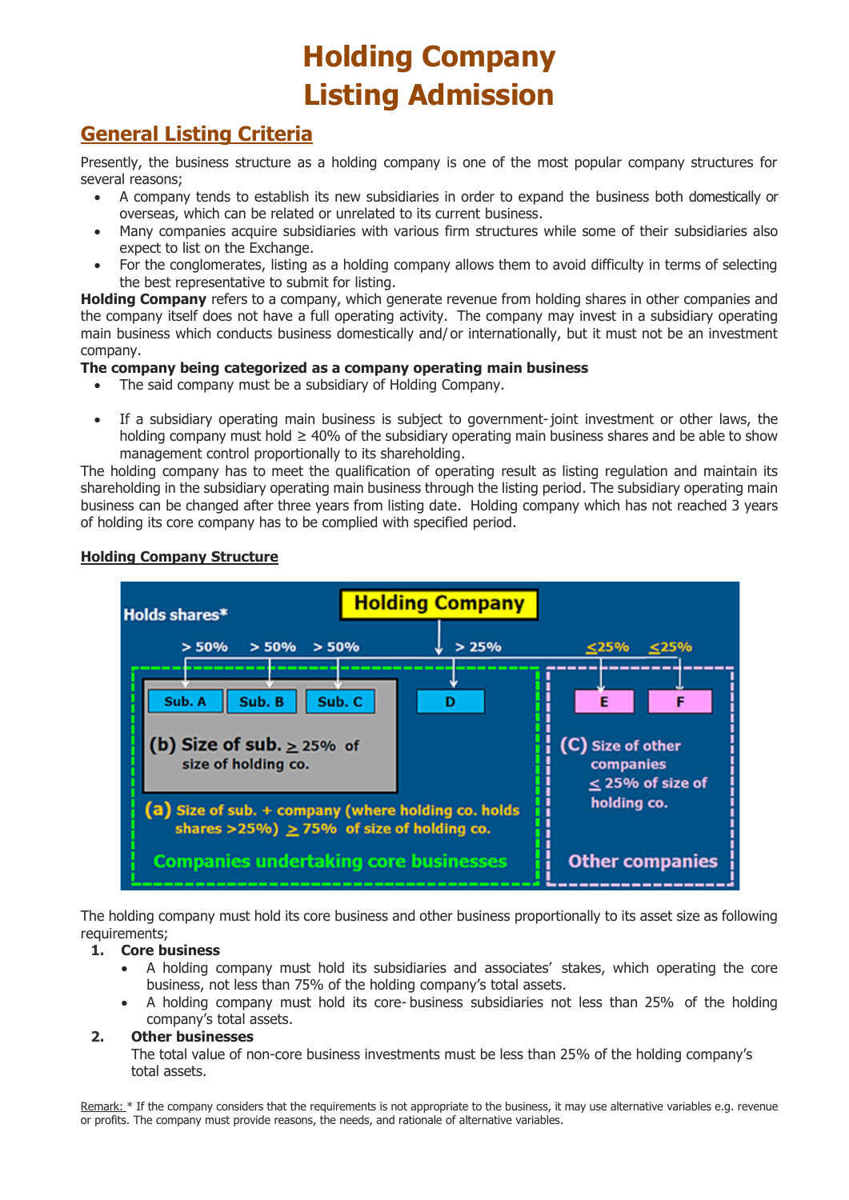// Holding Company Listing Admission

# Holding Company Listing Admission

## General Listing Criteria

Presently, the business structure as a holding company is one of the most popular company structures for several reasons;

- A company tends to establish its new subsidiaries in order to expand the business both domestically or overseas, which can be related or unrelated to its current business.
- Many companies acquire subsidiaries with various firm structures while some of their subsidiaries also expect to list on the Exchange.
- For the conglomerates, listing as a holding company allows them to avoid difficulty in terms of selecting the best representative to submit for listing.

**Holding Company** refers to a company, which generate revenue from holding shares in other companies and the company itself does not have a full operating activity. The company may invest in a subsidiary operating main business which conducts business domestically and/ or internationally, but it must not be an investment company.

**The company being categorized as a company operating main business**

- The said company must be a subsidiary of Holding Company.
- If a subsidiary operating main business is subject to government-joint investment or other laws, the holding company must hold ≥ 40% of the subsidiary operating main business shares and be able to show management control proportionally to its shareholding.

The holding company has to meet the qualification of operating result as listing regulation and maintain its shareholding in the subsidiary operating main business through the listing period. The subsidiary operating main business can be changed after three years from listing date. Holding company which has not reached 3 years of holding its core company has to be complied with specified period.

**Holding Company Structure**

Holds shares*

Holding Company

> 50% > 50% > 50% > 25% ≤25% ≤25%

Sub. A Sub. B Sub. C D E F

(b) Size of sub. ≥ 25% of size of holding co.

(a) Size of sub. + company (where holding co. holds shares >25%) ≥ 75% of size of holding co.

Companies undertaking core businesses

(C) Size of other companies ≤ 25% of size of holding co.

Other companies

The holding company must hold its core business and other business proportionally to its asset size as following requirements;

1. **Core business**
   - A holding company must hold its subsidiaries and associates' stakes, which operating the core business, not less than 75% of the holding company's total assets.
   - A holding company must hold its core-business subsidiaries not less than 25% of the holding company's total assets.
2. **Other businesses**
   The total value of non-core business investments must be less than 25% of the holding company's total assets.

Remark: * If the company considers that the requirements is not appropriate to the business, it may use alternative variables e.g. revenue or profits. The company must provide reasons, the needs, and rationale of alternative variables.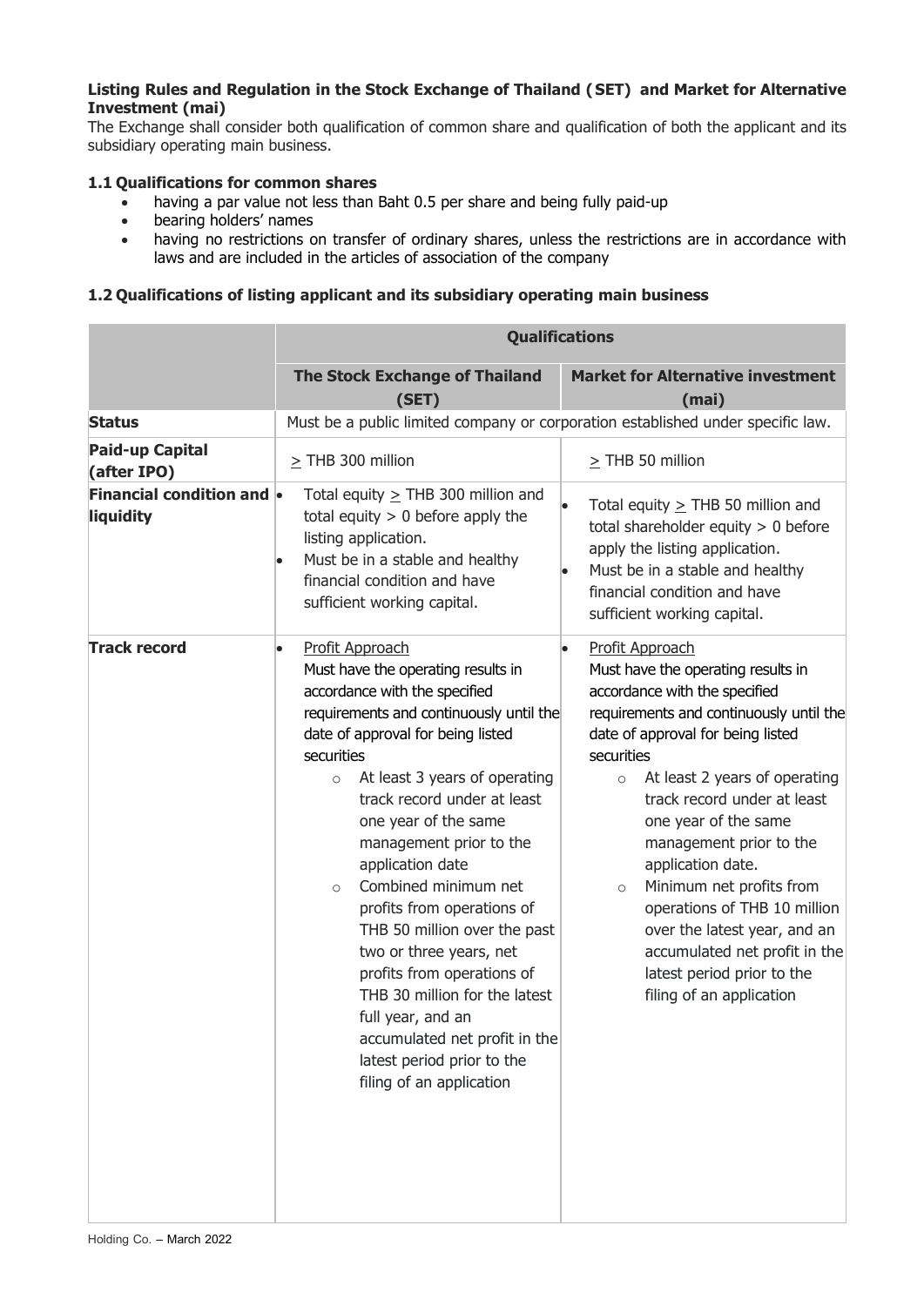**Listing Rules and Regulation in the Stock Exchange of Thailand (SET) and Market for Alternative Investment (mai)**

The Exchange shall consider both qualification of common share and qualification of both the applicant and its subsidiary operating main business.

### 1.1 Qualifications for common shares

- having a par value not less than Baht 0.5 per share and being fully paid-up
- bearing holders' names
- having no restrictions on transfer of ordinary shares, unless the restrictions are in accordance with laws and are included in the articles of association of the company

### 1.2 Qualifications of listing applicant and its subsidiary operating main business

| | **Qualifications** | |
|---|---|---|
| | **The Stock Exchange of Thailand (SET)** | **Market for Alternative investment (mai)** |
| **Status** | Must be a public limited company or corporation established under specific law. | |
| **Paid-up Capital (after IPO)** | ≥ THB 300 million | ≥ THB 50 million |
| **Financial condition and liquidity** | • Total equity ≥ THB 300 million and total equity > 0 before apply the listing application.<br>• Must be in a stable and healthy financial condition and have sufficient working capital. | • Total equity ≥ THB 50 million and total shareholder equity > 0 before apply the listing application.<br>• Must be in a stable and healthy financial condition and have sufficient working capital. |
| **Track record** | • Profit Approach<br>Must have the operating results in accordance with the specified requirements and continuously until the date of approval for being listed securities<br>○ At least 3 years of operating track record under at least one year of the same management prior to the application date<br>○ Combined minimum net profits from operations of THB 50 million over the past two or three years, net profits from operations of THB 30 million for the latest full year, and an accumulated net profit in the latest period prior to the filing of an application | • Profit Approach<br>Must have the operating results in accordance with the specified requirements and continuously until the date of approval for being listed securities<br>○ At least 2 years of operating track record under at least one year of the same management prior to the application date.<br>○ Minimum net profits from operations of THB 10 million over the latest year, and an accumulated net profit in the latest period prior to the filing of an application |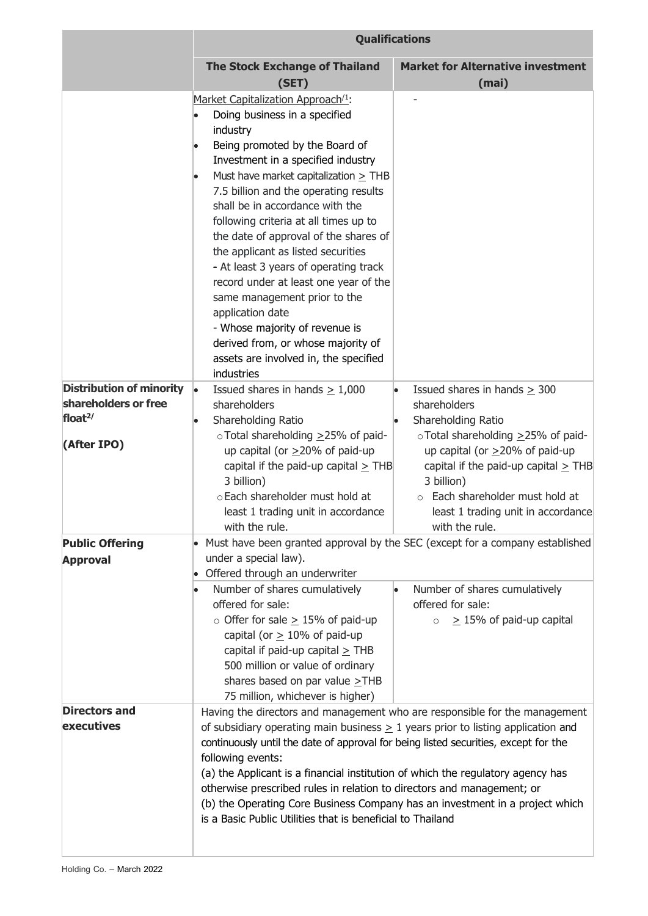| | Qualifications | |
|---|---|---|
| | **The Stock Exchange of Thailand (SET)** | **Market for Alternative investment (mai)** |
| | Market Capitalization Approach[/1]:<br>• Doing business in a specified industry<br>• Being promoted by the Board of Investment in a specified industry<br>• Must have market capitalization ≥ THB 7.5 billion and the operating results shall be in accordance with the following criteria at all times up to the date of approval of the shares of the applicant as listed securities<br>- At least 3 years of operating track record under at least one year of the same management prior to the application date<br>- Whose majority of revenue is derived from, or whose majority of assets are involved in, the specified industries | - |
| **Distribution of minority shareholders or free float[2/]**<br><br>**(After IPO)** | • Issued shares in hands ≥ 1,000 shareholders<br>• Shareholding Ratio<br>○ Total shareholding ≥25% of paid-up capital (or ≥20% of paid-up capital if the paid-up capital ≥ THB 3 billion)<br>○ Each shareholder must hold at least 1 trading unit in accordance with the rule. | • Issued shares in hands ≥ 300 shareholders<br>• Shareholding Ratio<br>○ Total shareholding ≥25% of paid-up capital (or ≥20% of paid-up capital if the paid-up capital ≥ THB 3 billion)<br>○ Each shareholder must hold at least 1 trading unit in accordance with the rule. |
| **Public Offering Approval** | • Must have been granted approval by the SEC (except for a company established under a special law).<br>• Offered through an underwriter | |
| | • Number of shares cumulatively offered for sale:<br>○ Offer for sale ≥ 15% of paid-up capital (or ≥ 10% of paid-up capital if paid-up capital ≥ THB 500 million or value of ordinary shares based on par value ≥THB 75 million, whichever is higher) | • Number of shares cumulatively offered for sale:<br>○ ≥ 15% of paid-up capital |
| **Directors and executives** | Having the directors and management who are responsible for the management of subsidiary operating main business ≥ 1 years prior to listing application and continuously until the date of approval for being listed securities, except for the following events:<br>(a) the Applicant is a financial institution of which the regulatory agency has otherwise prescribed rules in relation to directors and management; or<br>(b) the Operating Core Business Company has an investment in a project which is a Basic Public Utilities that is beneficial to Thailand | |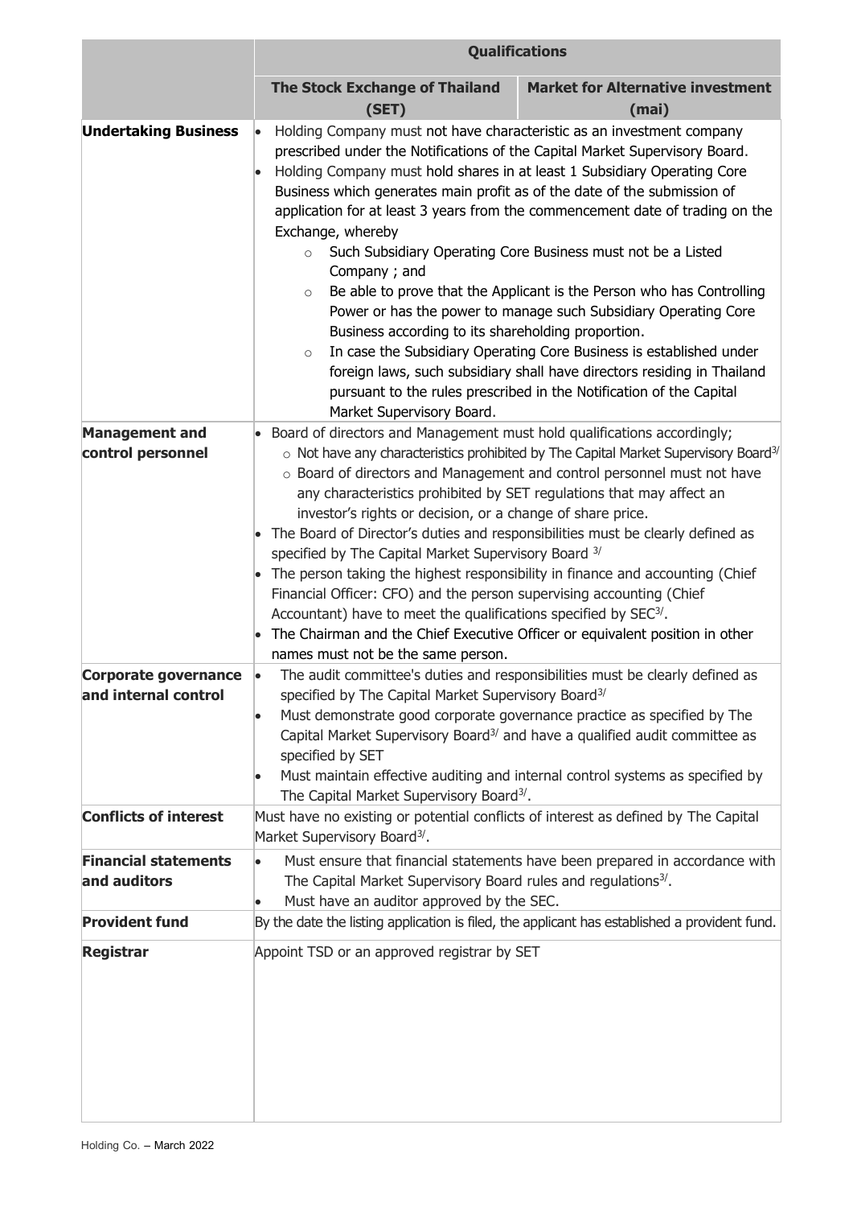| | Qualifications | |
|---|---|---|
| | **The Stock Exchange of Thailand (SET)** | **Market for Alternative investment (mai)** |
| **Undertaking Business** | • Holding Company must not have characteristic as an investment company prescribed under the Notifications of the Capital Market Supervisory Board.<br>• Holding Company must hold shares in at least 1 Subsidiary Operating Core Business which generates main profit as of the date of the submission of application for at least 3 years from the commencement date of trading on the Exchange, whereby<br>  ○ Such Subsidiary Operating Core Business must not be a Listed Company ; and<br>  ○ Be able to prove that the Applicant is the Person who has Controlling Power or has the power to manage such Subsidiary Operating Core Business according to its shareholding proportion.<br>  ○ In case the Subsidiary Operating Core Business is established under foreign laws, such subsidiary shall have directors residing in Thailand pursuant to the rules prescribed in the Notification of the Capital Market Supervisory Board. | |
| **Management and control personnel** | • Board of directors and Management must hold qualifications accordingly;<br>  ○ Not have any characteristics prohibited by The Capital Market Supervisory Board[3/]<br>  ○ Board of directors and Management and control personnel must not have any characteristics prohibited by SET regulations that may affect an investor's rights or decision, or a change of share price.<br>• The Board of Director's duties and responsibilities must be clearly defined as specified by The Capital Market Supervisory Board [3/]<br>• The person taking the highest responsibility in finance and accounting (Chief Financial Officer: CFO) and the person supervising accounting (Chief Accountant) have to meet the qualifications specified by SEC[3/].<br>• The Chairman and the Chief Executive Officer or equivalent position in other names must not be the same person. | |
| **Corporate governance and internal control** | • The audit committee's duties and responsibilities must be clearly defined as specified by The Capital Market Supervisory Board[3/]<br>• Must demonstrate good corporate governance practice as specified by The Capital Market Supervisory Board[3/] and have a qualified audit committee as specified by SET<br>• Must maintain effective auditing and internal control systems as specified by The Capital Market Supervisory Board[3/]. | |
| **Conflicts of interest** | Must have no existing or potential conflicts of interest as defined by The Capital Market Supervisory Board[3/]. | |
| **Financial statements and auditors** | • Must ensure that financial statements have been prepared in accordance with The Capital Market Supervisory Board rules and regulations[3/].<br>• Must have an auditor approved by the SEC. | |
| **Provident fund** | By the date the listing application is filed, the applicant has established a provident fund. | |
| **Registrar** | Appoint TSD or an approved registrar by SET | |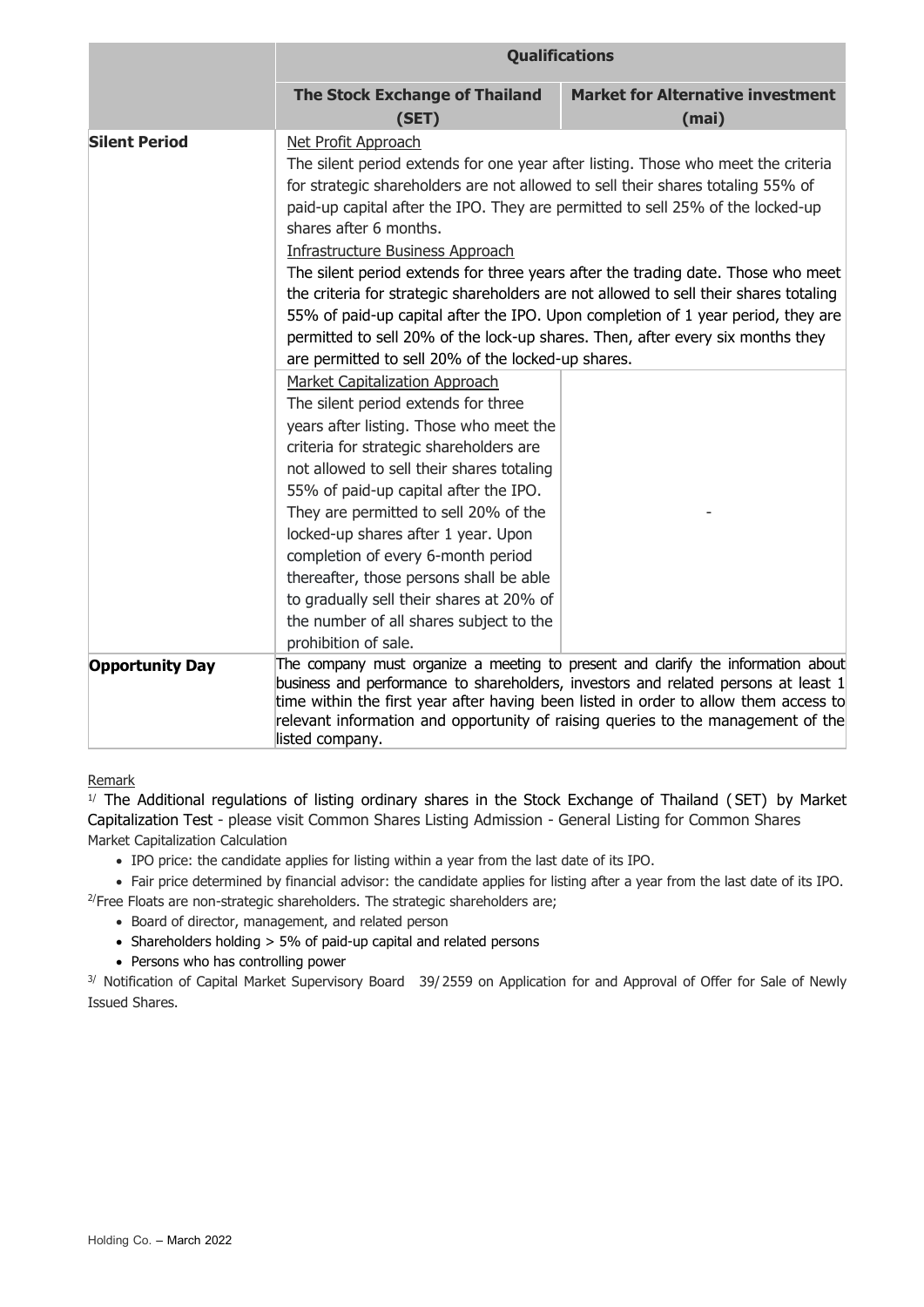| | Qualifications | |
|---|---|---|
| | **The Stock Exchange of Thailand (SET)** | **Market for Alternative investment (mai)** |
| **Silent Period** | Net Profit Approach<br>The silent period extends for one year after listing. Those who meet the criteria for strategic shareholders are not allowed to sell their shares totaling 55% of paid-up capital after the IPO. They are permitted to sell 25% of the locked-up shares after 6 months.<br>Infrastructure Business Approach<br>The silent period extends for three years after the trading date. Those who meet the criteria for strategic shareholders are not allowed to sell their shares totaling 55% of paid-up capital after the IPO. Upon completion of 1 year period, they are permitted to sell 20% of the lock-up shares. Then, after every six months they are permitted to sell 20% of the locked-up shares. | |
| | Market Capitalization Approach<br>The silent period extends for three years after listing. Those who meet the criteria for strategic shareholders are not allowed to sell their shares totaling 55% of paid-up capital after the IPO. They are permitted to sell 20% of the locked-up shares after 1 year. Upon completion of every 6-month period thereafter, those persons shall be able to gradually sell their shares at 20% of the number of all shares subject to the prohibition of sale. | - |
| **Opportunity Day** | The company must organize a meeting to present and clarify the information about business and performance to shareholders, investors and related persons at least 1 time within the first year after having been listed in order to allow them access to relevant information and opportunity of raising queries to the management of the listed company. | |

Remark

[1/] The Additional regulations of listing ordinary shares in the Stock Exchange of Thailand (SET) by Market Capitalization Test - please visit Common Shares Listing Admission - General Listing for Common Shares

Market Capitalization Calculation

- IPO price: the candidate applies for listing within a year from the last date of its IPO.
- Fair price determined by financial advisor: the candidate applies for listing after a year from the last date of its IPO.

[2/] Free Floats are non-strategic shareholders. The strategic shareholders are;

- Board of director, management, and related person
- Shareholders holding > 5% of paid-up capital and related persons
- Persons who has controlling power

[3/] Notification of Capital Market Supervisory Board 39/2559 on Application for and Approval of Offer for Sale of Newly Issued Shares.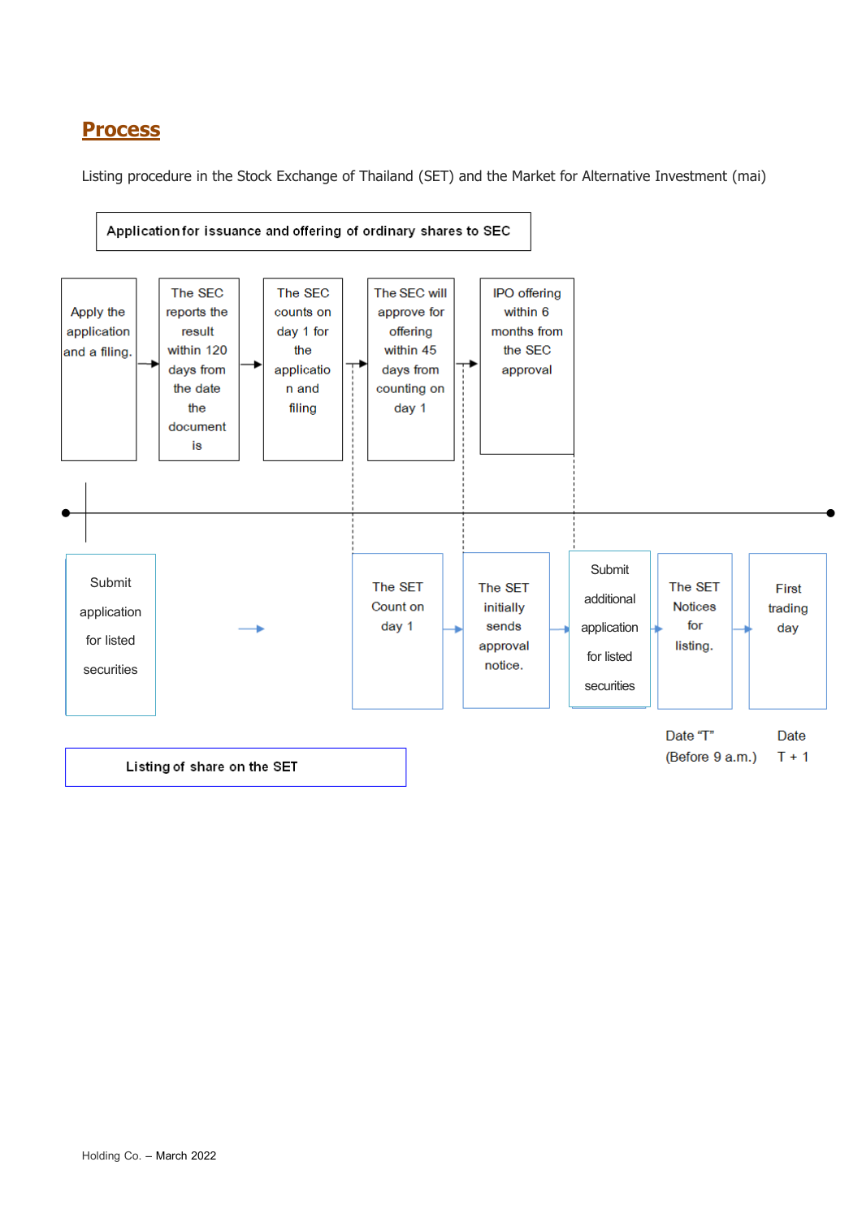## Process

Listing procedure in the Stock Exchange of Thailand (SET) and the Market for Alternative Investment (mai)

**Application for issuance and offering of ordinary shares to SEC**

Apply the application and a filing. → The SEC reports the result within 120 days from the date the document is → The SEC counts on day 1 for the application and filing → The SEC will approve for offering within 45 days from counting on day 1 → IPO offering within 6 months from the SEC approval

Submit application for listed securities → The SET Count on day 1 → The SET initially sends approval notice. → Submit additional application for listed securities → The SET Notices for listing. → First trading day

Date "T" (Before 9 a.m.)

Date T + 1

**Listing of share on the SET**

Holding Co. – March 2022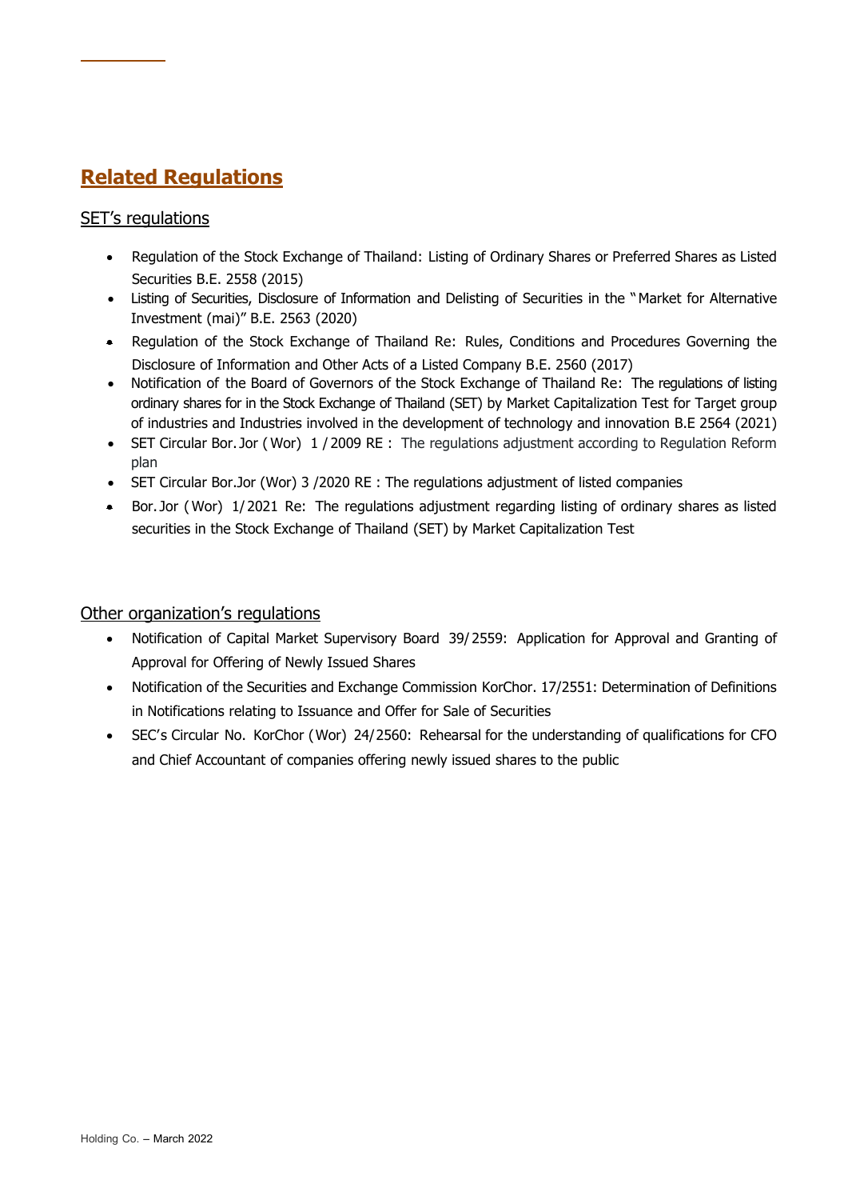# Related Regulations

## SET's regulations

- Regulation of the Stock Exchange of Thailand: Listing of Ordinary Shares or Preferred Shares as Listed Securities B.E. 2558 (2015)
- Listing of Securities, Disclosure of Information and Delisting of Securities in the "Market for Alternative Investment (mai)" B.E. 2563 (2020)
- Regulation of the Stock Exchange of Thailand Re: Rules, Conditions and Procedures Governing the Disclosure of Information and Other Acts of a Listed Company B.E. 2560 (2017)
- Notification of the Board of Governors of the Stock Exchange of Thailand Re: The regulations of listing ordinary shares for in the Stock Exchange of Thailand (SET) by Market Capitalization Test for Target group of industries and Industries involved in the development of technology and innovation B.E 2564 (2021)
- SET Circular Bor.Jor (Wor) 1 /2009 RE : The regulations adjustment according to Regulation Reform plan
- SET Circular Bor.Jor (Wor) 3 /2020 RE : The regulations adjustment of listed companies
- Bor.Jor (Wor) 1/2021 Re: The regulations adjustment regarding listing of ordinary shares as listed securities in the Stock Exchange of Thailand (SET) by Market Capitalization Test

## Other organization's regulations

- Notification of Capital Market Supervisory Board 39/2559: Application for Approval and Granting of Approval for Offering of Newly Issued Shares
- Notification of the Securities and Exchange Commission KorChor. 17/2551: Determination of Definitions in Notifications relating to Issuance and Offer for Sale of Securities
- SEC's Circular No. KorChor (Wor) 24/2560: Rehearsal for the understanding of qualifications for CFO and Chief Accountant of companies offering newly issued shares to the public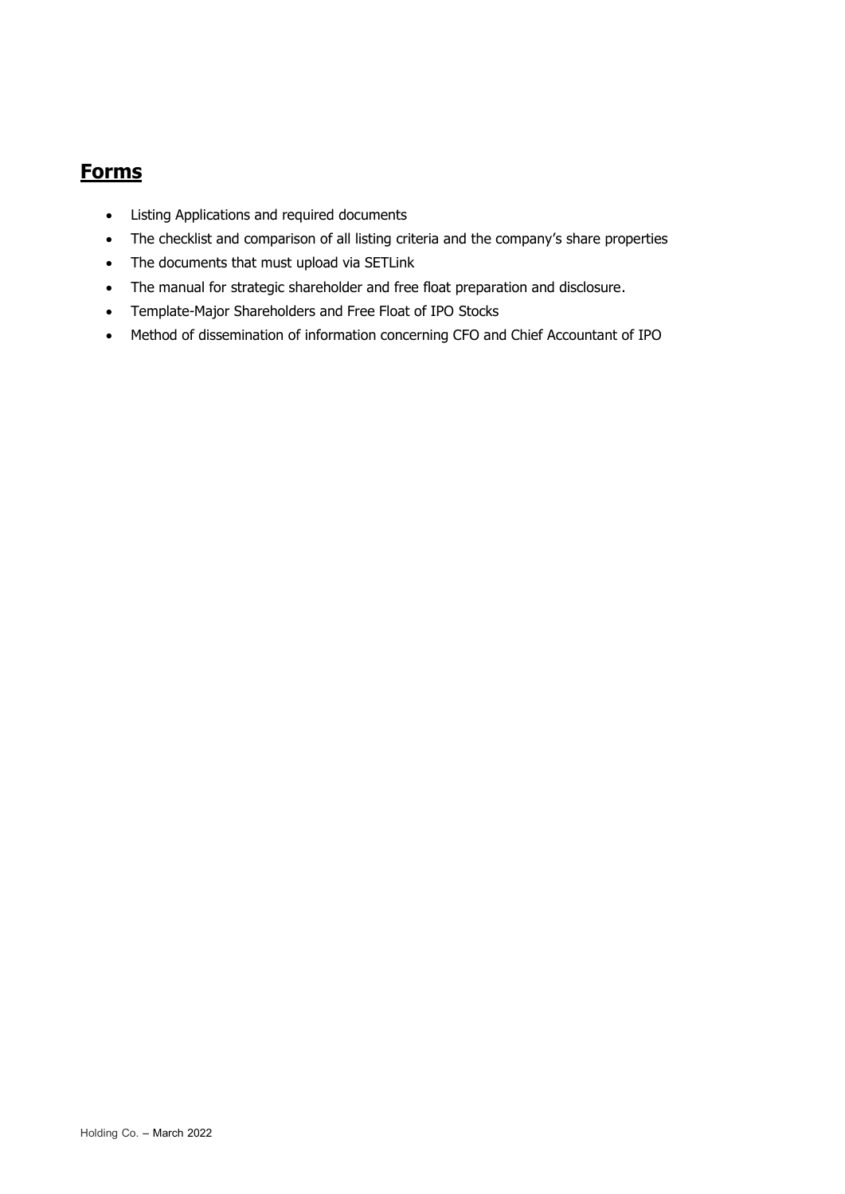## **Forms**

- Listing Applications and required documents
- The checklist and comparison of all listing criteria and the company's share properties
- The documents that must upload via SETLink
- The manual for strategic shareholder and free float preparation and disclosure.
- Template-Major Shareholders and Free Float of IPO Stocks
- Method of dissemination of information concerning CFO and Chief Accountant of IPO